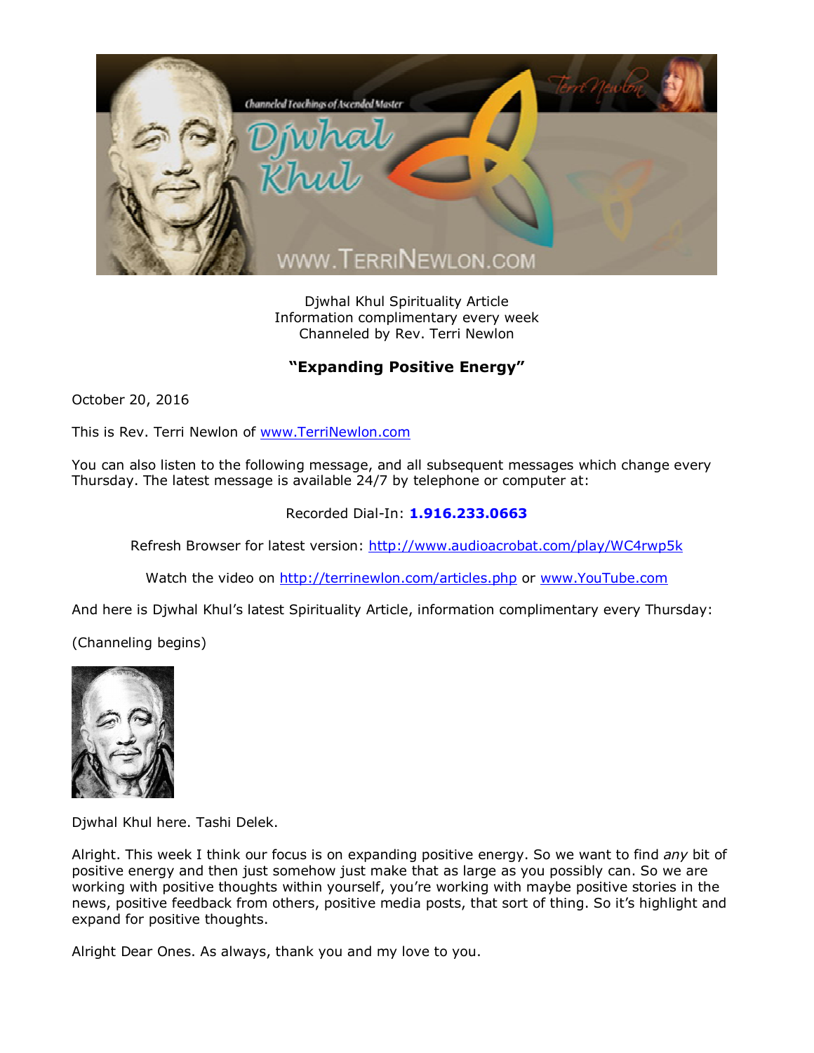Djwhal Khul Spirituality Article
Information complimentary every week
Channeled by Rev. Terri Newlon

## **"Expanding Positive Energy"**

October 20, 2016

This is Rev. Terri Newlon of www.TerriNewlon.com

You can also listen to the following message, and all subsequent messages which change every Thursday. The latest message is available 24/7 by telephone or computer at:

Recorded Dial-In: **1.916.233.0663**

Refresh Browser for latest version: http://www.audioacrobat.com/play/WC4rwp5k

Watch the video on http://terrinewlon.com/articles.php or www.YouTube.com

And here is Djwhal Khul's latest Spirituality Article, information complimentary every Thursday:

(Channeling begins)

Djwhal Khul here. Tashi Delek.

Alright. This week I think our focus is on expanding positive energy. So we want to find *any* bit of positive energy and then just somehow just make that as large as you possibly can. So we are working with positive thoughts within yourself, you're working with maybe positive stories in the news, positive feedback from others, positive media posts, that sort of thing. So it's highlight and expand for positive thoughts.

Alright Dear Ones. As always, thank you and my love to you.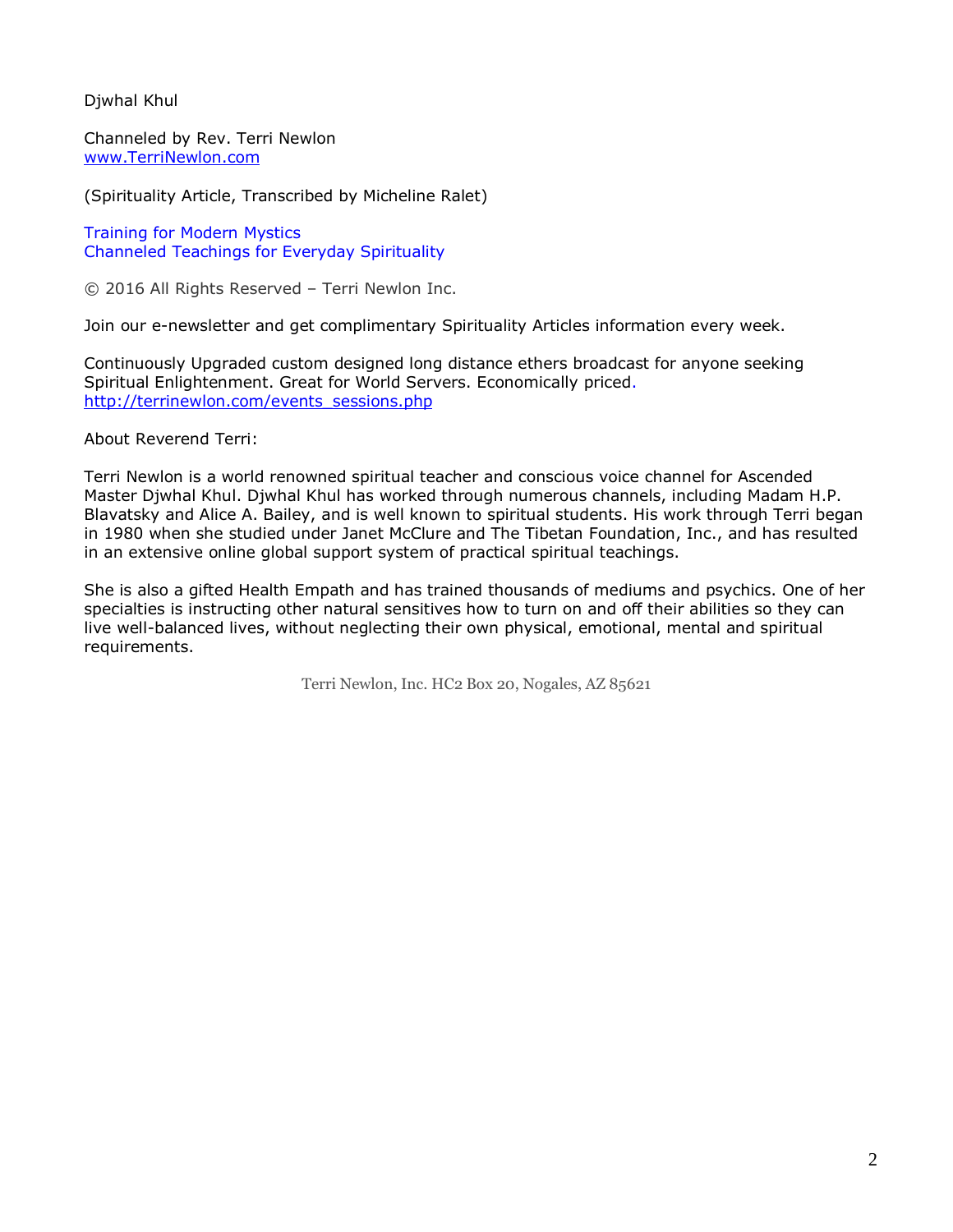Djwhal Khul

Channeled by Rev. Terri Newlon
www.TerriNewlon.com

(Spirituality Article, Transcribed by Micheline Ralet)

Training for Modern Mystics
Channeled Teachings for Everyday Spirituality

© 2016 All Rights Reserved – Terri Newlon Inc.

Join our e-newsletter and get complimentary Spirituality Articles information every week.

Continuously Upgraded custom designed long distance ethers broadcast for anyone seeking Spiritual Enlightenment. Great for World Servers. Economically priced.
http://terrinewlon.com/events_sessions.php

About Reverend Terri:

Terri Newlon is a world renowned spiritual teacher and conscious voice channel for Ascended Master Djwhal Khul. Djwhal Khul has worked through numerous channels, including Madam H.P. Blavatsky and Alice A. Bailey, and is well known to spiritual students. His work through Terri began in 1980 when she studied under Janet McClure and The Tibetan Foundation, Inc., and has resulted in an extensive online global support system of practical spiritual teachings.

She is also a gifted Health Empath and has trained thousands of mediums and psychics. One of her specialties is instructing other natural sensitives how to turn on and off their abilities so they can live well-balanced lives, without neglecting their own physical, emotional, mental and spiritual requirements.

Terri Newlon, Inc. HC2 Box 20, Nogales, AZ 85621